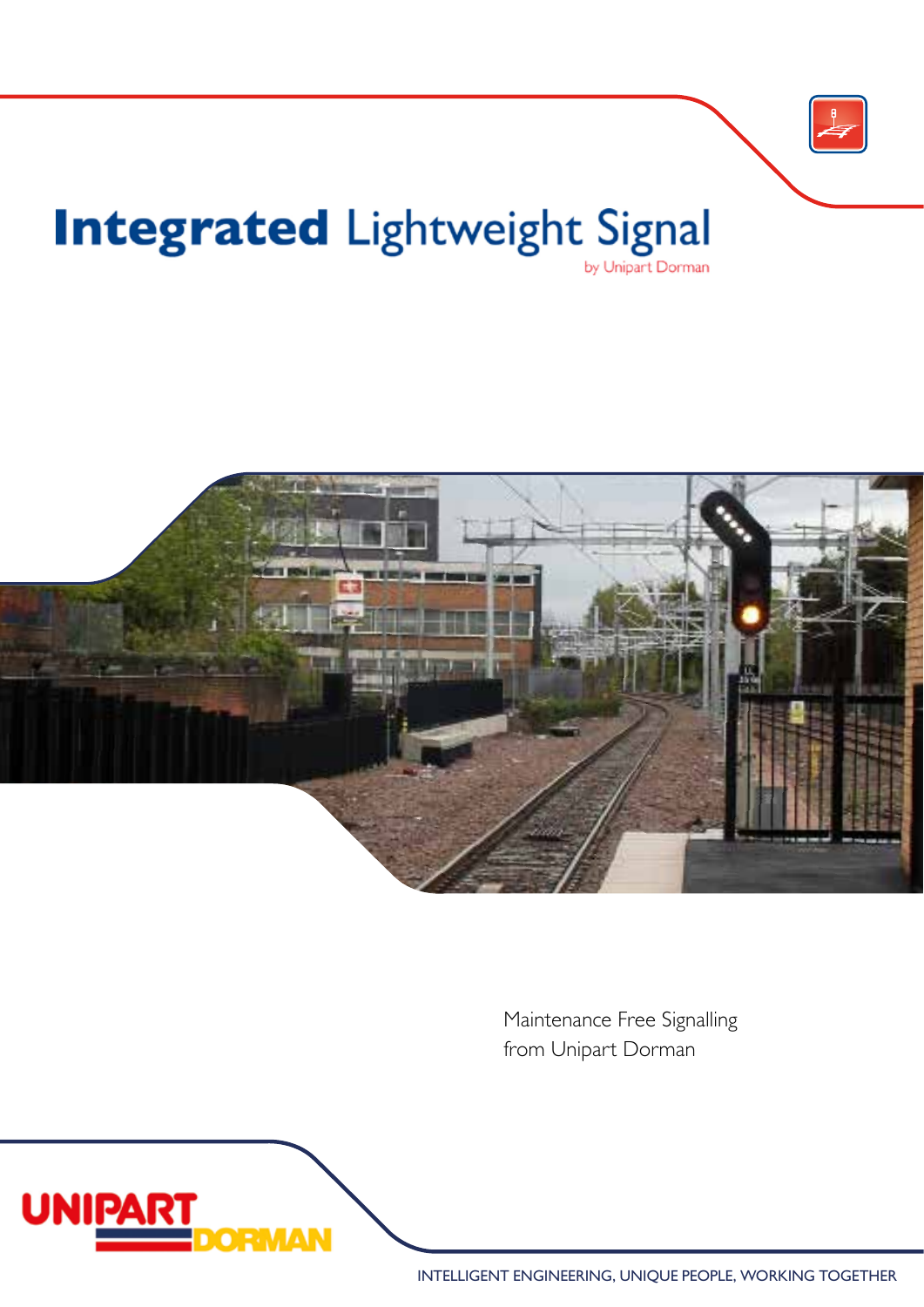# Integrated Lightweight Signal

by Unipart Dorman

Maintenance Free Signalling
from Unipart Dorman

UNIPART DORMAN

INTELLIGENT ENGINEERING, UNIQUE PEOPLE, WORKING TOGETHER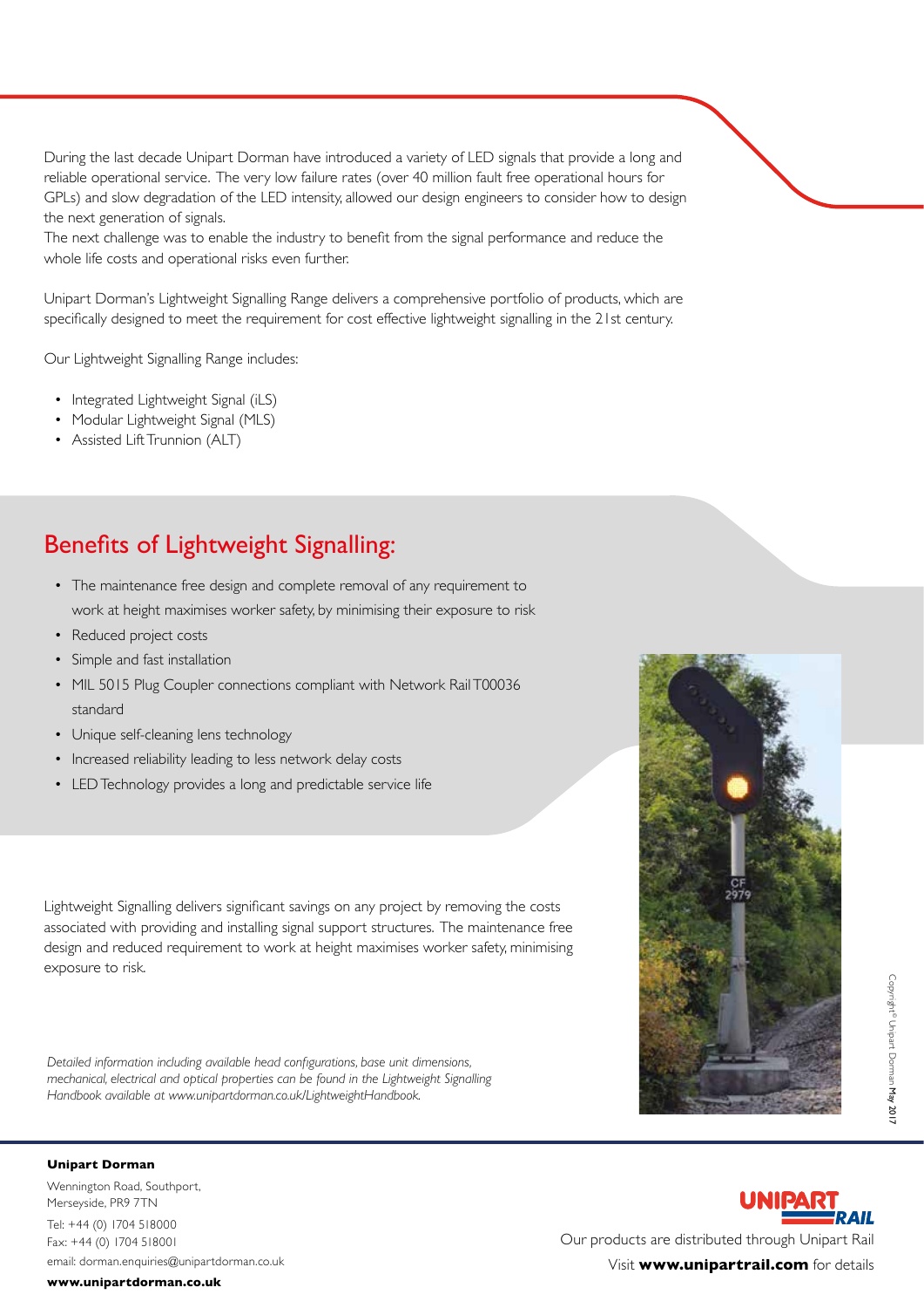During the last decade Unipart Dorman have introduced a variety of LED signals that provide a long and reliable operational service. The very low failure rates (over 40 million fault free operational hours for GPLs) and slow degradation of the LED intensity, allowed our design engineers to consider how to design the next generation of signals.
The next challenge was to enable the industry to benefit from the signal performance and reduce the whole life costs and operational risks even further.

Unipart Dorman's Lightweight Signalling Range delivers a comprehensive portfolio of products, which are specifically designed to meet the requirement for cost effective lightweight signalling in the 21st century.

Our Lightweight Signalling Range includes:

- Integrated Lightweight Signal (iLS)
- Modular Lightweight Signal (MLS)
- Assisted Lift Trunnion (ALT)

## Benefits of Lightweight Signalling:

- The maintenance free design and complete removal of any requirement to work at height maximises worker safety, by minimising their exposure to risk
- Reduced project costs
- Simple and fast installation
- MIL 5015 Plug Coupler connections compliant with Network Rail T00036 standard
- Unique self-cleaning lens technology
- Increased reliability leading to less network delay costs
- LED Technology provides a long and predictable service life

Lightweight Signalling delivers significant savings on any project by removing the costs associated with providing and installing signal support structures. The maintenance free design and reduced requirement to work at height maximises worker safety, minimising exposure to risk.

*Detailed information including available head configurations, base unit dimensions, mechanical, electrical and optical properties can be found in the Lightweight Signalling Handbook available at www.unipartdorman.co.uk/LightweightHandbook.*

Copyright© Unipart Dorman May 2017

**Unipart Dorman**

Wennington Road, Southport,
Merseyside, PR9 7TN

Tel: +44 (0) 1704 518000
Fax: +44 (0) 1704 518001
email: dorman.enquiries@unipartdorman.co.uk

**www.unipartdorman.co.uk**

UNIPART RAIL

Our products are distributed through Unipart Rail
Visit **www.unipartrail.com** for details